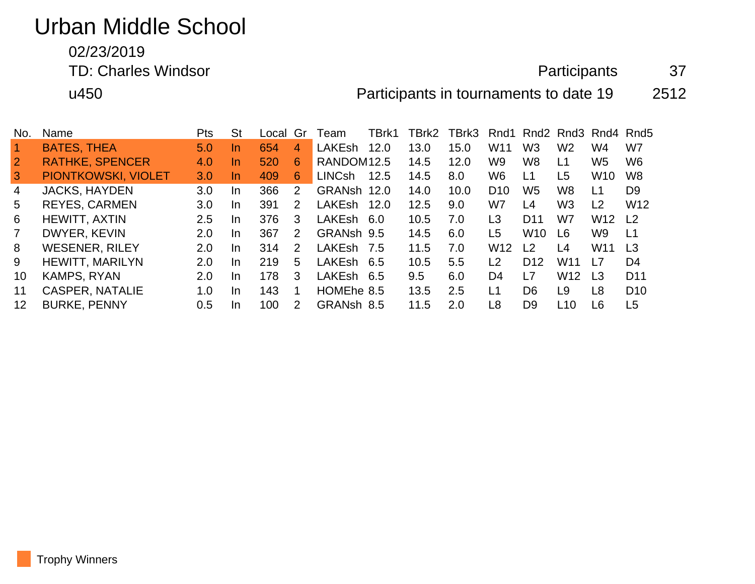# Urban Middle School

02/23/2019

TD: Charles Windsor

u450

Participants 37

Participants in tournaments to date 19 2512

| No. | Name | Pts | St | Local | Gr | Team | TBrk1 | TBrk2 | TBrk3 | Rnd1 | Rnd2 | Rnd3 | Rnd4 | Rnd5 |
|---|---|---|---|---|---|---|---|---|---|---|---|---|---|---|
| 1 | BATES, THEA | 5.0 | In | 654 | 4 | LAKEsh | 12.0 | 13.0 | 15.0 | W11 | W3 | W2 | W4 | W7 |
| 2 | RATHKE, SPENCER | 4.0 | In | 520 | 6 | RANDOM | 12.5 | 14.5 | 12.0 | W9 | W8 | L1 | W5 | W6 |
| 3 | PIONTKOWSKI, VIOLET | 3.0 | In | 409 | 6 | LINCsh | 12.5 | 14.5 | 8.0 | W6 | L1 | L5 | W10 | W8 |
| 4 | JACKS, HAYDEN | 3.0 | In | 366 | 2 | GRANsh | 12.0 | 14.0 | 10.0 | D10 | W5 | W8 | L1 | D9 |
| 5 | REYES, CARMEN | 3.0 | In | 391 | 2 | LAKEsh | 12.0 | 12.5 | 9.0 | W7 | L4 | W3 | L2 | W12 |
| 6 | HEWITT, AXTIN | 2.5 | In | 376 | 3 | LAKEsh | 6.0 | 10.5 | 7.0 | L3 | D11 | W7 | W12 | L2 |
| 7 | DWYER, KEVIN | 2.0 | In | 367 | 2 | GRANsh | 9.5 | 14.5 | 6.0 | L5 | W10 | L6 | W9 | L1 |
| 8 | WESENER, RILEY | 2.0 | In | 314 | 2 | LAKEsh | 7.5 | 11.5 | 7.0 | W12 | L2 | L4 | W11 | L3 |
| 9 | HEWITT, MARILYN | 2.0 | In | 219 | 5 | LAKEsh | 6.5 | 10.5 | 5.5 | L2 | D12 | W11 | L7 | D4 |
| 10 | KAMPS, RYAN | 2.0 | In | 178 | 3 | LAKEsh | 6.5 | 9.5 | 6.0 | D4 | L7 | W12 | L3 | D11 |
| 11 | CASPER, NATALIE | 1.0 | In | 143 | 1 | HOMEhe | 8.5 | 13.5 | 2.5 | L1 | D6 | L9 | L8 | D10 |
| 12 | BURKE, PENNY | 0.5 | In | 100 | 2 | GRANsh | 8.5 | 11.5 | 2.0 | L8 | D9 | L10 | L6 | L5 |

Trophy Winners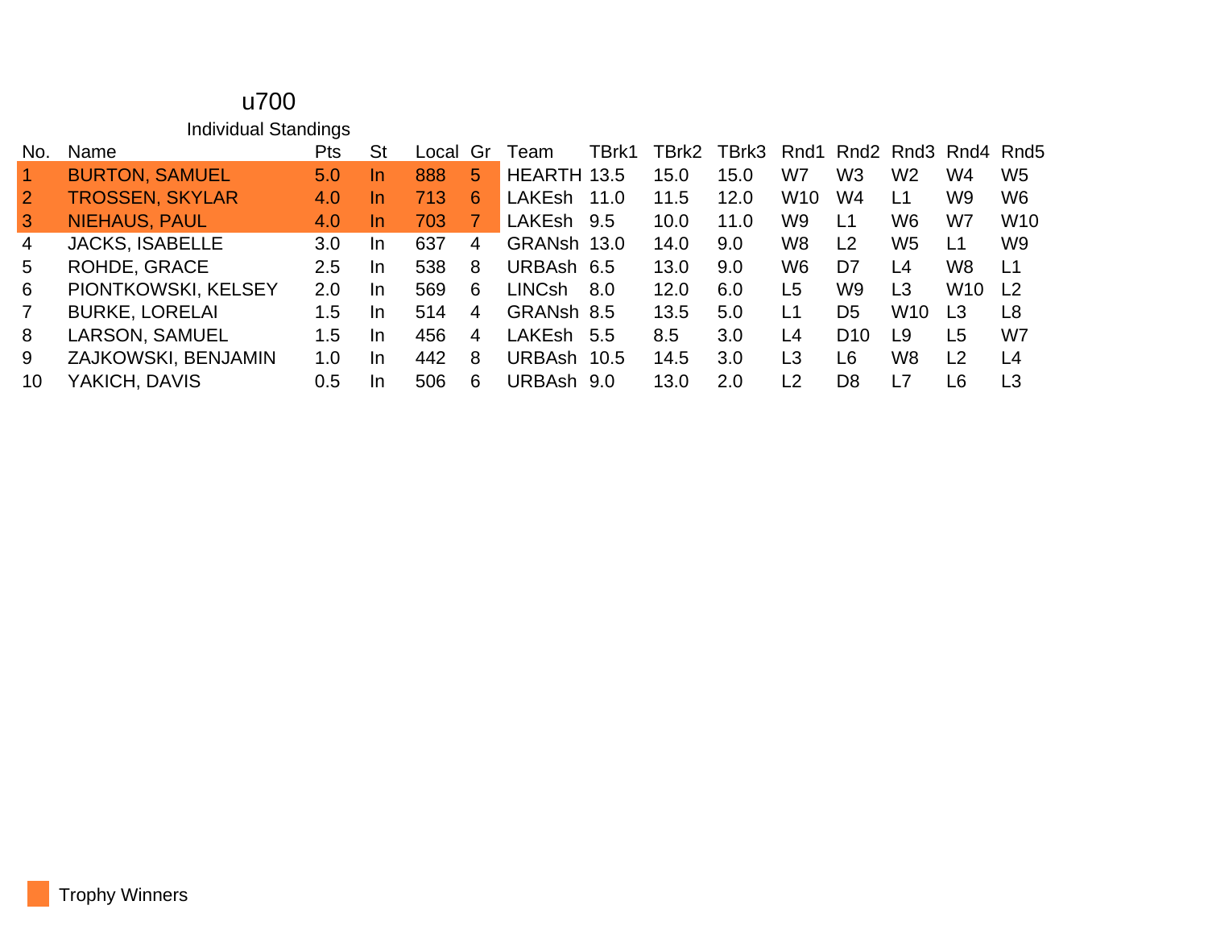# u700

## Individual Standings

| No. | Name | Pts | St | Local | Gr | Team | TBrk1 | TBrk2 | TBrk3 | Rnd1 | Rnd2 | Rnd3 | Rnd4 | Rnd5 |
|---|---|---|---|---|---|---|---|---|---|---|---|---|---|---|
| 1 | BURTON, SAMUEL | 5.0 | In | 888 | 5 | HEARTH | 13.5 | 15.0 | 15.0 | W7 | W3 | W2 | W4 | W5 |
| 2 | TROSSEN, SKYLAR | 4.0 | In | 713 | 6 | LAKEsh | 11.0 | 11.5 | 12.0 | W10 | W4 | L1 | W9 | W6 |
| 3 | NIEHAUS, PAUL | 4.0 | In | 703 | 7 | LAKEsh | 9.5 | 10.0 | 11.0 | W9 | L1 | W6 | W7 | W10 |
| 4 | JACKS, ISABELLE | 3.0 | In | 637 | 4 | GRANsh | 13.0 | 14.0 | 9.0 | W8 | L2 | W5 | L1 | W9 |
| 5 | ROHDE, GRACE | 2.5 | In | 538 | 8 | URBAsh | 6.5 | 13.0 | 9.0 | W6 | D7 | L4 | W8 | L1 |
| 6 | PIONTKOWSKI, KELSEY | 2.0 | In | 569 | 6 | LINCsh | 8.0 | 12.0 | 6.0 | L5 | W9 | L3 | W10 | L2 |
| 7 | BURKE, LORELAI | 1.5 | In | 514 | 4 | GRANsh | 8.5 | 13.5 | 5.0 | L1 | D5 | W10 | L3 | L8 |
| 8 | LARSON, SAMUEL | 1.5 | In | 456 | 4 | LAKEsh | 5.5 | 8.5 | 3.0 | L4 | D10 | L9 | L5 | W7 |
| 9 | ZAJKOWSKI, BENJAMIN | 1.0 | In | 442 | 8 | URBAsh | 10.5 | 14.5 | 3.0 | L3 | L6 | W8 | L2 | L4 |
| 10 | YAKICH, DAVIS | 0.5 | In | 506 | 6 | URBAsh | 9.0 | 13.0 | 2.0 | L2 | D8 | L7 | L6 | L3 |

Trophy Winners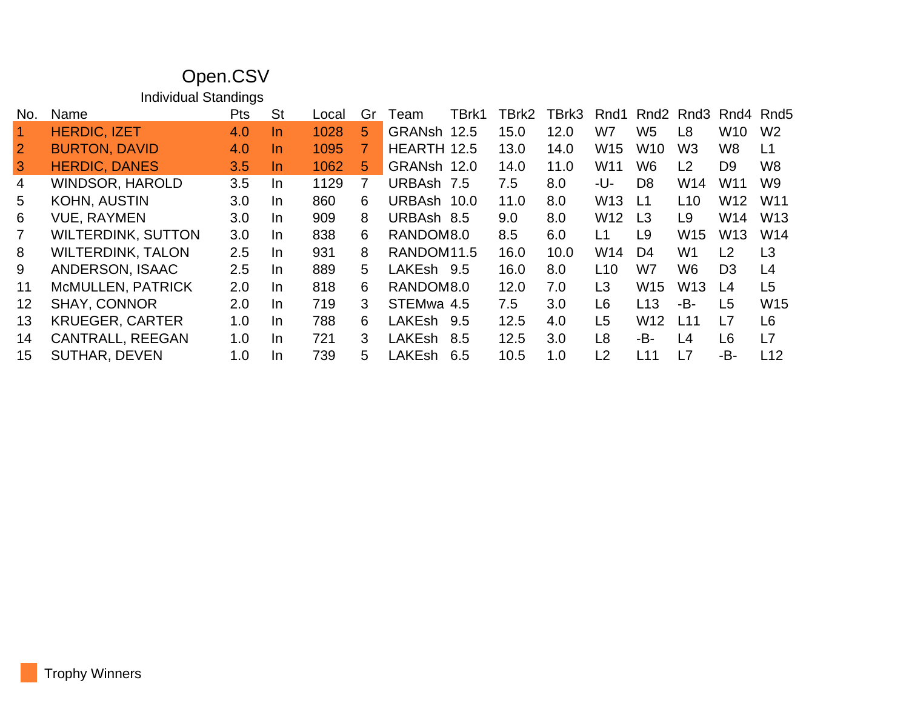# Open.CSV

## Individual Standings

| No. | Name | Pts | St | Local | Gr | Team | TBrk1 | TBrk2 | TBrk3 | Rnd1 | Rnd2 | Rnd3 | Rnd4 | Rnd5 |
|---|---|---|---|---|---|---|---|---|---|---|---|---|---|---|
| 1 | HERDIC, IZET | 4.0 | In | 1028 | 5 | GRANsh | 12.5 | 15.0 | 12.0 | W7 | W5 | L8 | W10 | W2 |
| 2 | BURTON, DAVID | 4.0 | In | 1095 | 7 | HEARTH | 12.5 | 13.0 | 14.0 | W15 | W10 | W3 | W8 | L1 |
| 3 | HERDIC, DANES | 3.5 | In | 1062 | 5 | GRANsh | 12.0 | 14.0 | 11.0 | W11 | W6 | L2 | D9 | W8 |
| 4 | WINDSOR, HAROLD | 3.5 | In | 1129 | 7 | URBAsh | 7.5 | 7.5 | 8.0 | -U- | D8 | W14 | W11 | W9 |
| 5 | KOHN, AUSTIN | 3.0 | In | 860 | 6 | URBAsh | 10.0 | 11.0 | 8.0 | W13 | L1 | L10 | W12 | W11 |
| 6 | VUE, RAYMEN | 3.0 | In | 909 | 8 | URBAsh | 8.5 | 9.0 | 8.0 | W12 | L3 | L9 | W14 | W13 |
| 7 | WILTERDINK, SUTTON | 3.0 | In | 838 | 6 | RANDOM | 8.0 | 8.5 | 6.0 | L1 | L9 | W15 | W13 | W14 |
| 8 | WILTERDINK, TALON | 2.5 | In | 931 | 8 | RANDOM | 11.5 | 16.0 | 10.0 | W14 | D4 | W1 | L2 | L3 |
| 9 | ANDERSON, ISAAC | 2.5 | In | 889 | 5 | LAKEsh | 9.5 | 16.0 | 8.0 | L10 | W7 | W6 | D3 | L4 |
| 11 | McMULLEN, PATRICK | 2.0 | In | 818 | 6 | RANDOM | 8.0 | 12.0 | 7.0 | L3 | W15 | W13 | L4 | L5 |
| 12 | SHAY, CONNOR | 2.0 | In | 719 | 3 | STEMwa | 4.5 | 7.5 | 3.0 | L6 | L13 | -B- | L5 | W15 |
| 13 | KRUEGER, CARTER | 1.0 | In | 788 | 6 | LAKEsh | 9.5 | 12.5 | 4.0 | L5 | W12 | L11 | L7 | L6 |
| 14 | CANTRALL, REEGAN | 1.0 | In | 721 | 3 | LAKEsh | 8.5 | 12.5 | 3.0 | L8 | -B- | L4 | L6 | L7 |
| 15 | SUTHAR, DEVEN | 1.0 | In | 739 | 5 | LAKEsh | 6.5 | 10.5 | 1.0 | L2 | L11 | L7 | -B- | L12 |

Trophy Winners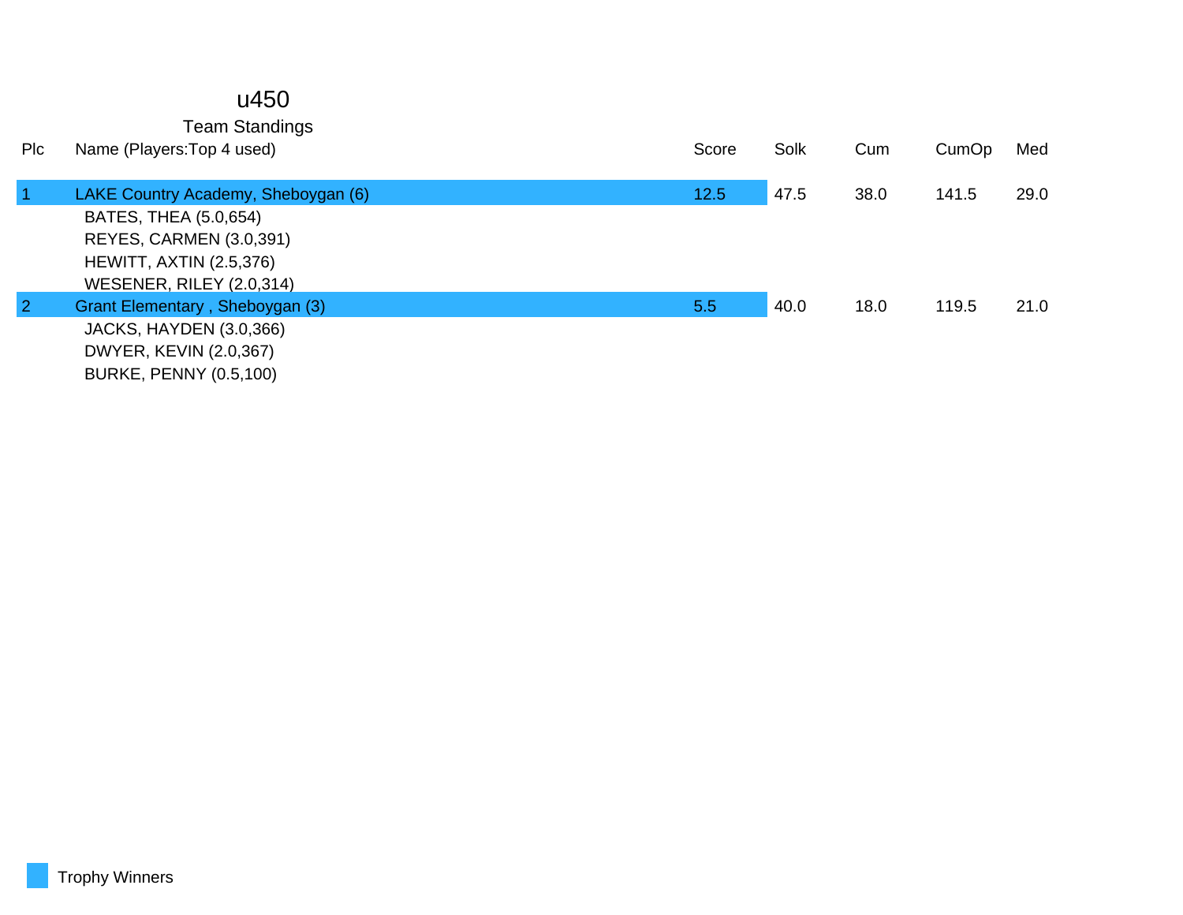# u450

## Team Standings

| Plc | Name (Players:Top 4 used) | Score | Solk | Cum | CumOp | Med |
|---|---|---|---|---|---|---|
| 1 | LAKE Country Academy, Sheboygan (6) | 12.5 | 47.5 | 38.0 | 141.5 | 29.0 |
| | BATES, THEA (5.0,654) | | | | | |
| | REYES, CARMEN (3.0,391) | | | | | |
| | HEWITT, AXTIN (2.5,376) | | | | | |
| | WESENER, RILEY (2.0,314) | | | | | |
| 2 | Grant Elementary , Sheboygan (3) | 5.5 | 40.0 | 18.0 | 119.5 | 21.0 |
| | JACKS, HAYDEN (3.0,366) | | | | | |
| | DWYER, KEVIN (2.0,367) | | | | | |
| | BURKE, PENNY (0.5,100) | | | | | |

Trophy Winners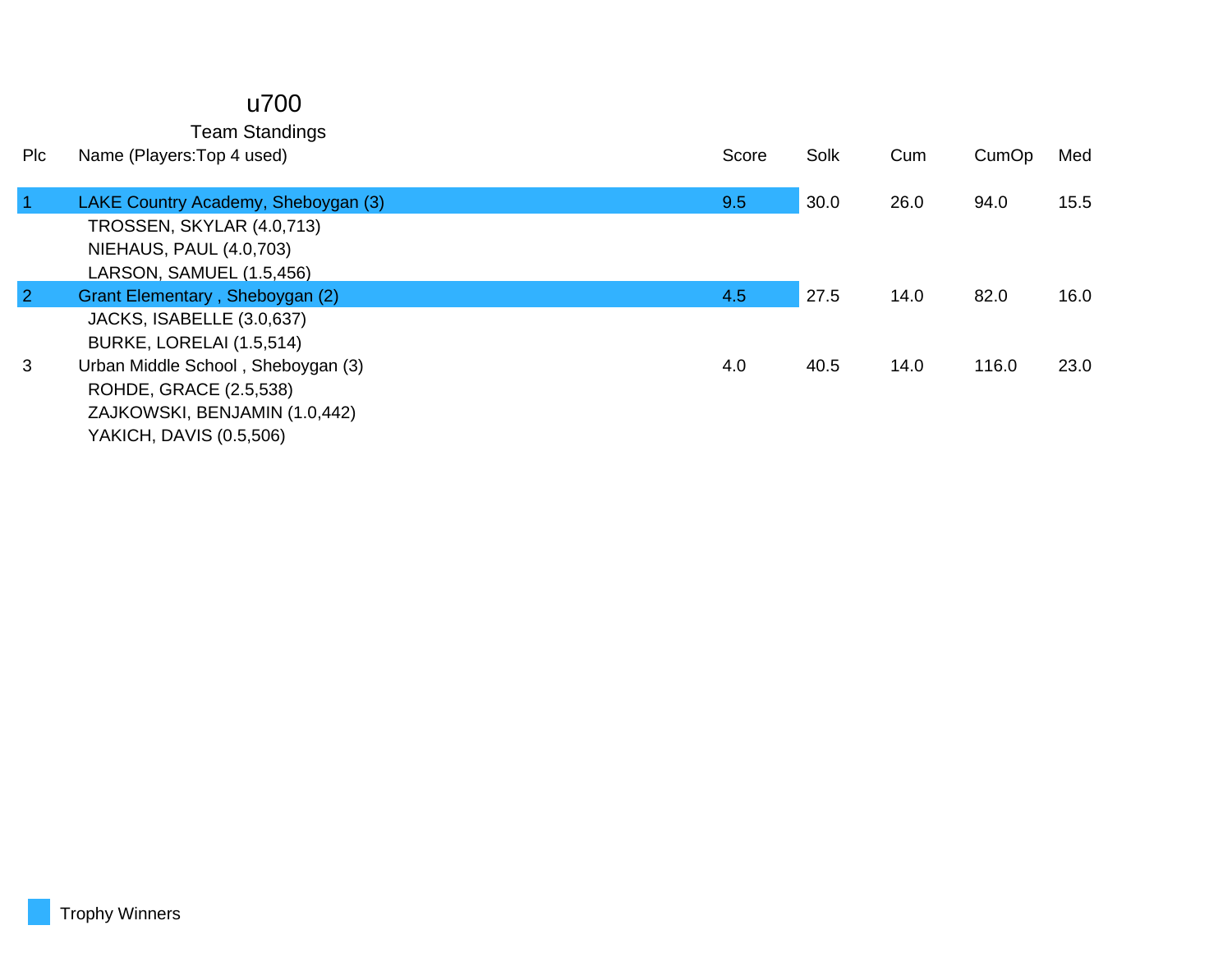# u700

## Team Standings

| Plc | Name (Players:Top 4 used) | Score | Solk | Cum | CumOp | Med |
|---|---|---|---|---|---|---|
| 1 | LAKE Country Academy, Sheboygan (3) | 9.5 | 30.0 | 26.0 | 94.0 | 15.5 |
| | TROSSEN, SKYLAR (4.0,713) | | | | | |
| | NIEHAUS, PAUL (4.0,703) | | | | | |
| | LARSON, SAMUEL (1.5,456) | | | | | |
| 2 | Grant Elementary , Sheboygan (2) | 4.5 | 27.5 | 14.0 | 82.0 | 16.0 |
| | JACKS, ISABELLE (3.0,637) | | | | | |
| | BURKE, LORELAI (1.5,514) | | | | | |
| 3 | Urban Middle School , Sheboygan (3) | 4.0 | 40.5 | 14.0 | 116.0 | 23.0 |
| | ROHDE, GRACE (2.5,538) | | | | | |
| | ZAJKOWSKI, BENJAMIN (1.0,442) | | | | | |
| | YAKICH, DAVIS (0.5,506) | | | | | |

Trophy Winners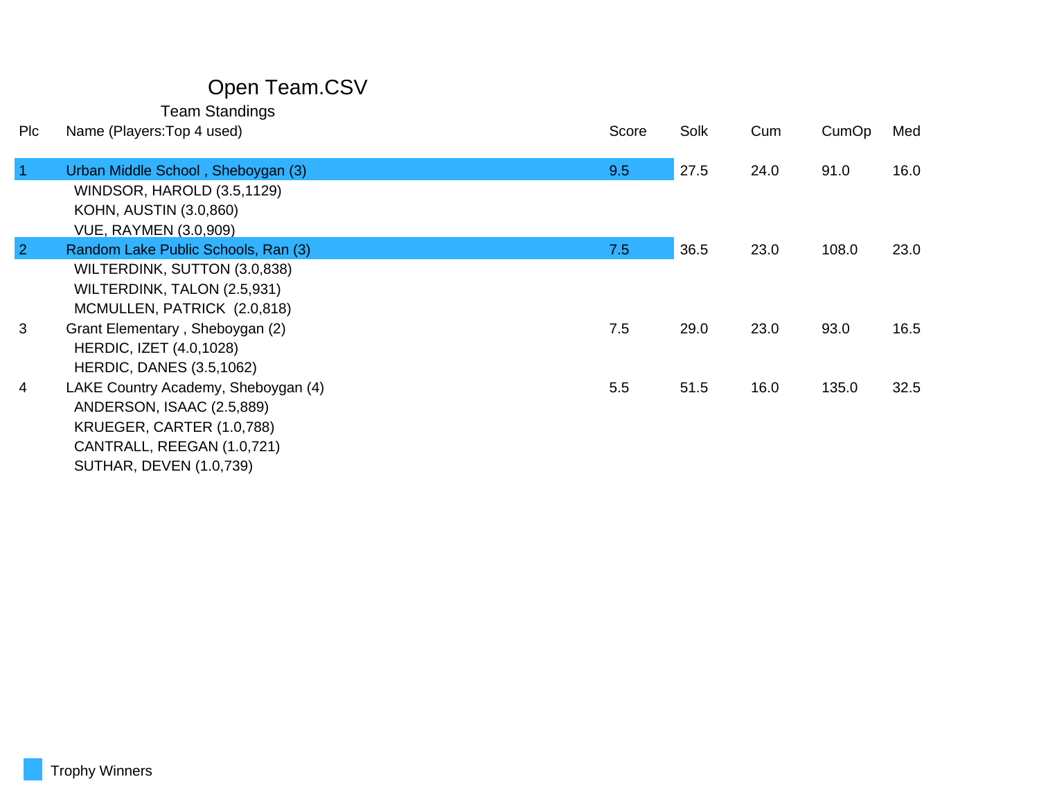# Open Team.CSV

## Team Standings

| Plc | Name (Players:Top 4 used) | Score | Solk | Cum | CumOp | Med |
|---|---|---|---|---|---|---|
| 1 | Urban Middle School , Sheboygan (3) | 9.5 | 27.5 | 24.0 | 91.0 | 16.0 |
| | WINDSOR, HAROLD (3.5,1129) | | | | | |
| | KOHN, AUSTIN (3.0,860) | | | | | |
| | VUE, RAYMEN (3.0,909) | | | | | |
| 2 | Random Lake Public Schools, Ran (3) | 7.5 | 36.5 | 23.0 | 108.0 | 23.0 |
| | WILTERDINK, SUTTON (3.0,838) | | | | | |
| | WILTERDINK, TALON (2.5,931) | | | | | |
| | MCMULLEN, PATRICK (2.0,818) | | | | | |
| 3 | Grant Elementary , Sheboygan (2) | 7.5 | 29.0 | 23.0 | 93.0 | 16.5 |
| | HERDIC, IZET (4.0,1028) | | | | | |
| | HERDIC, DANES (3.5,1062) | | | | | |
| 4 | LAKE Country Academy, Sheboygan (4) | 5.5 | 51.5 | 16.0 | 135.0 | 32.5 |
| | ANDERSON, ISAAC (2.5,889) | | | | | |
| | KRUEGER, CARTER (1.0,788) | | | | | |
| | CANTRALL, REEGAN (1.0,721) | | | | | |
| | SUTHAR, DEVEN (1.0,739) | | | | | |

Trophy Winners